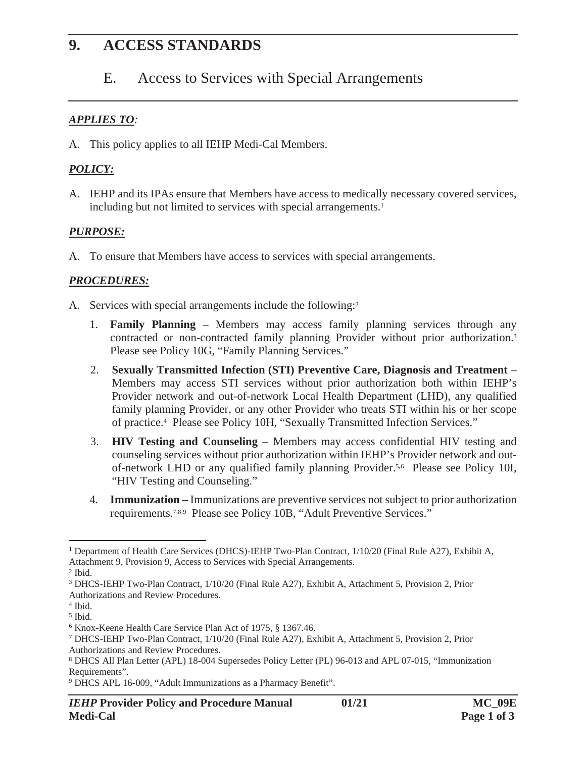# 9. ACCESS STANDARDS

## E. Access to Services with Special Arrangements

***APPLIES TO:***

A. This policy applies to all IEHP Medi-Cal Members.

***POLICY:***

A. IEHP and its IPAs ensure that Members have access to medically necessary covered services, including but not limited to services with special arrangements.[1]

***PURPOSE:***

A. To ensure that Members have access to services with special arrangements.

***PROCEDURES:***

A. Services with special arrangements include the following:[2]

1. **Family Planning** – Members may access family planning services through any contracted or non-contracted family planning Provider without prior authorization.[3] Please see Policy 10G, "Family Planning Services."

2. **Sexually Transmitted Infection (STI) Preventive Care, Diagnosis and Treatment** – Members may access STI services without prior authorization both within IEHP's Provider network and out-of-network Local Health Department (LHD), any qualified family planning Provider, or any other Provider who treats STI within his or her scope of practice.[4] Please see Policy 10H, "Sexually Transmitted Infection Services."

3. **HIV Testing and Counseling** – Members may access confidential HIV testing and counseling services without prior authorization within IEHP's Provider network and out-of-network LHD or any qualified family planning Provider.[5,6] Please see Policy 10I, "HIV Testing and Counseling."

4. **Immunization –** Immunizations are preventive services not subject to prior authorization requirements.[7,8,9] Please see Policy 10B, "Adult Preventive Services."

---

[1] Department of Health Care Services (DHCS)-IEHP Two-Plan Contract, 1/10/20 (Final Rule A27), Exhibit A, Attachment 9, Provision 9, Access to Services with Special Arrangements.
[2] Ibid.
[3] DHCS-IEHP Two-Plan Contract, 1/10/20 (Final Rule A27), Exhibit A, Attachment 5, Provision 2, Prior Authorizations and Review Procedures.
[4] Ibid.
[5] Ibid.
[6] Knox-Keene Health Care Service Plan Act of 1975, § 1367.46.
[7] DHCS-IEHP Two-Plan Contract, 1/10/20 (Final Rule A27), Exhibit A, Attachment 5, Provision 2, Prior Authorizations and Review Procedures.
[8] DHCS All Plan Letter (APL) 18-004 Supersedes Policy Letter (PL) 96-013 and APL 07-015, "Immunization Requirements".
[9] DHCS APL 16-009, "Adult Immunizations as a Pharmacy Benefit".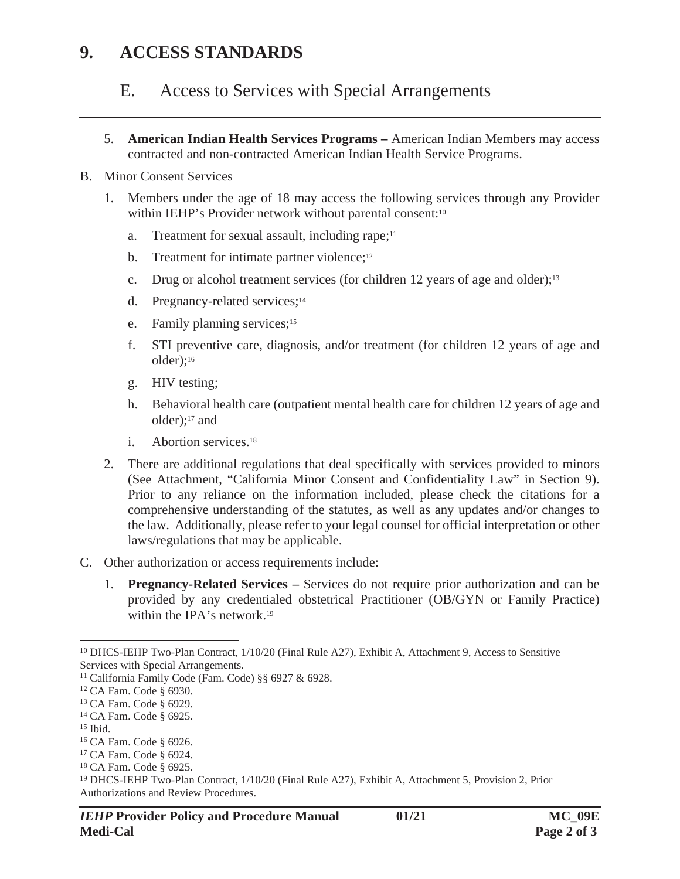# 9. ACCESS STANDARDS

## E. Access to Services with Special Arrangements

5. **American Indian Health Services Programs –** American Indian Members may access contracted and non-contracted American Indian Health Service Programs.

B. Minor Consent Services

1. Members under the age of 18 may access the following services through any Provider within IEHP's Provider network without parental consent:[10]

   a. Treatment for sexual assault, including rape;[11]

   b. Treatment for intimate partner violence;[12]

   c. Drug or alcohol treatment services (for children 12 years of age and older);[13]

   d. Pregnancy-related services;[14]

   e. Family planning services;[15]

   f. STI preventive care, diagnosis, and/or treatment (for children 12 years of age and older);[16]

   g. HIV testing;

   h. Behavioral health care (outpatient mental health care for children 12 years of age and older);[17] and

   i. Abortion services.[18]

2. There are additional regulations that deal specifically with services provided to minors (See Attachment, "California Minor Consent and Confidentiality Law" in Section 9). Prior to any reliance on the information included, please check the citations for a comprehensive understanding of the statutes, as well as any updates and/or changes to the law. Additionally, please refer to your legal counsel for official interpretation or other laws/regulations that may be applicable.

C. Other authorization or access requirements include:

1. **Pregnancy-Related Services –** Services do not require prior authorization and can be provided by any credentialed obstetrical Practitioner (OB/GYN or Family Practice) within the IPA's network.[19]

---

[10] DHCS-IEHP Two-Plan Contract, 1/10/20 (Final Rule A27), Exhibit A, Attachment 9, Access to Sensitive Services with Special Arrangements.

[11] California Family Code (Fam. Code) §§ 6927 & 6928.

[12] CA Fam. Code § 6930.

[13] CA Fam. Code § 6929.

[14] CA Fam. Code § 6925.

[15] Ibid.

[16] CA Fam. Code § 6926.

[17] CA Fam. Code § 6924.

[18] CA Fam. Code § 6925.

[19] DHCS-IEHP Two-Plan Contract, 1/10/20 (Final Rule A27), Exhibit A, Attachment 5, Provision 2, Prior Authorizations and Review Procedures.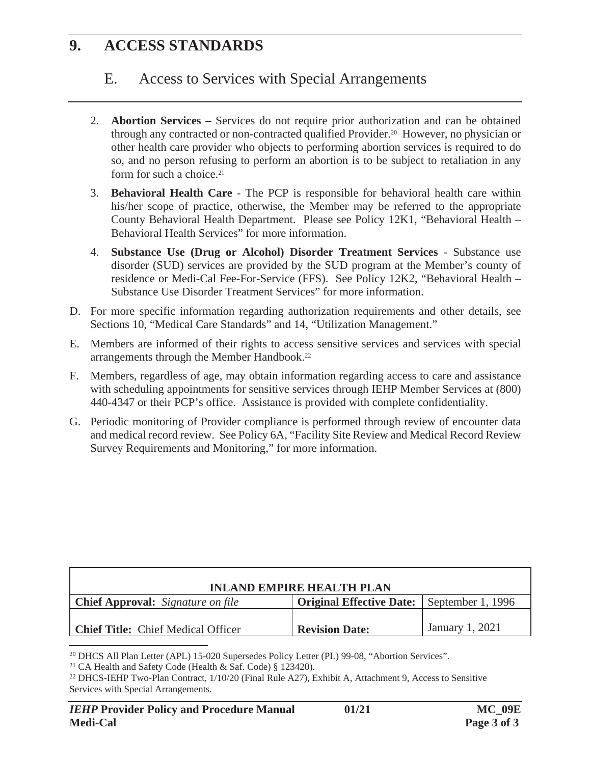# 9. ACCESS STANDARDS

## E. Access to Services with Special Arrangements

2. **Abortion Services –** Services do not require prior authorization and can be obtained through any contracted or non-contracted qualified Provider.[20] However, no physician or other health care provider who objects to performing abortion services is required to do so, and no person refusing to perform an abortion is to be subject to retaliation in any form for such a choice.[21]

3. **Behavioral Health Care** - The PCP is responsible for behavioral health care within his/her scope of practice, otherwise, the Member may be referred to the appropriate County Behavioral Health Department. Please see Policy 12K1, "Behavioral Health – Behavioral Health Services" for more information.

4. **Substance Use (Drug or Alcohol) Disorder Treatment Services** - Substance use disorder (SUD) services are provided by the SUD program at the Member's county of residence or Medi-Cal Fee-For-Service (FFS). See Policy 12K2, "Behavioral Health – Substance Use Disorder Treatment Services" for more information.

D. For more specific information regarding authorization requirements and other details, see Sections 10, "Medical Care Standards" and 14, "Utilization Management."

E. Members are informed of their rights to access sensitive services and services with special arrangements through the Member Handbook.[22]

F. Members, regardless of age, may obtain information regarding access to care and assistance with scheduling appointments for sensitive services through IEHP Member Services at (800) 440-4347 or their PCP's office. Assistance is provided with complete confidentiality.

G. Periodic monitoring of Provider compliance is performed through review of encounter data and medical record review. See Policy 6A, "Facility Site Review and Medical Record Review Survey Requirements and Monitoring," for more information.

| INLAND EMPIRE HEALTH PLAN | | | |
|---|---|---|---|
| **Chief Approval:** *Signature on file* | **Original Effective Date:** | September 1, 1996 |
| **Chief Title:** Chief Medical Officer | **Revision Date:** | January 1, 2021 |

[20] DHCS All Plan Letter (APL) 15-020 Supersedes Policy Letter (PL) 99-08, "Abortion Services".

[21] CA Health and Safety Code (Health & Saf. Code) § 123420).

[22] DHCS-IEHP Two-Plan Contract, 1/10/20 (Final Rule A27), Exhibit A, Attachment 9, Access to Sensitive Services with Special Arrangements.